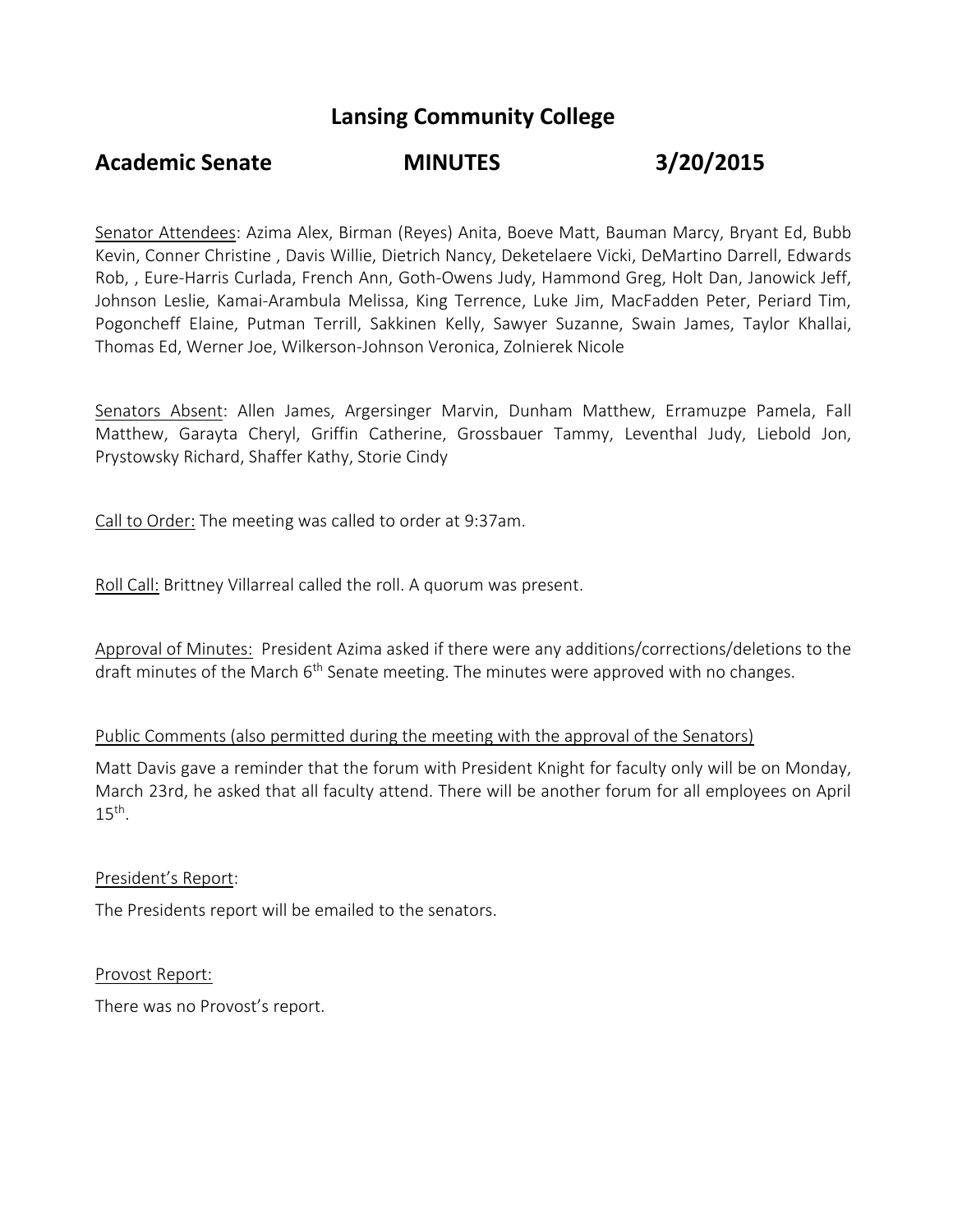# Lansing Community College

## Academic Senate MINUTES 3/20/2015

Senator Attendees: Azima Alex, Birman (Reyes) Anita, Boeve Matt, Bauman Marcy, Bryant Ed, Bubb Kevin, Conner Christine , Davis Willie, Dietrich Nancy, Deketelaere Vicki, DeMartino Darrell, Edwards Rob, , Eure-Harris Curlada, French Ann, Goth-Owens Judy, Hammond Greg, Holt Dan, Janowick Jeff, Johnson Leslie, Kamai-Arambula Melissa, King Terrence, Luke Jim, MacFadden Peter, Periard Tim, Pogoncheff Elaine, Putman Terrill, Sakkinen Kelly, Sawyer Suzanne, Swain James, Taylor Khallai, Thomas Ed, Werner Joe, Wilkerson-Johnson Veronica, Zolnierek Nicole

Senators Absent: Allen James, Argersinger Marvin, Dunham Matthew, Erramuzpe Pamela, Fall Matthew, Garayta Cheryl, Griffin Catherine, Grossbauer Tammy, Leventhal Judy, Liebold Jon, Prystowsky Richard, Shaffer Kathy, Storie Cindy

Call to Order: The meeting was called to order at 9:37am.

Roll Call: Brittney Villarreal called the roll. A quorum was present.

Approval of Minutes: President Azima asked if there were any additions/corrections/deletions to the draft minutes of the March 6th Senate meeting. The minutes were approved with no changes.

Public Comments (also permitted during the meeting with the approval of the Senators)

Matt Davis gave a reminder that the forum with President Knight for faculty only will be on Monday, March 23rd, he asked that all faculty attend. There will be another forum for all employees on April 15th.

President's Report:

The Presidents report will be emailed to the senators.

Provost Report:

There was no Provost's report.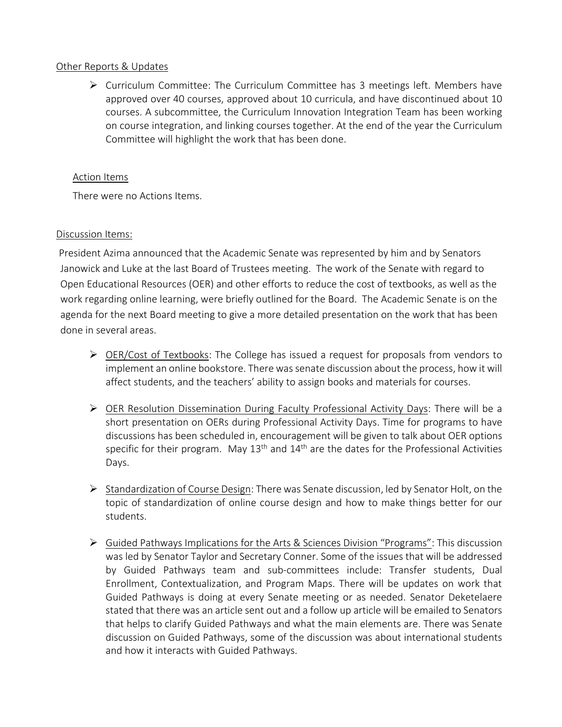Other Reports & Updates

- Curriculum Committee: The Curriculum Committee has 3 meetings left. Members have approved over 40 courses, approved about 10 curricula, and have discontinued about 10 courses. A subcommittee, the Curriculum Innovation Integration Team has been working on course integration, and linking courses together. At the end of the year the Curriculum Committee will highlight the work that has been done.

Action Items

There were no Actions Items.

Discussion Items:

President Azima announced that the Academic Senate was represented by him and by Senators Janowick and Luke at the last Board of Trustees meeting. The work of the Senate with regard to Open Educational Resources (OER) and other efforts to reduce the cost of textbooks, as well as the work regarding online learning, were briefly outlined for the Board. The Academic Senate is on the agenda for the next Board meeting to give a more detailed presentation on the work that has been done in several areas.

- OER/Cost of Textbooks: The College has issued a request for proposals from vendors to implement an online bookstore. There was senate discussion about the process, how it will affect students, and the teachers' ability to assign books and materials for courses.

- OER Resolution Dissemination During Faculty Professional Activity Days: There will be a short presentation on OERs during Professional Activity Days. Time for programs to have discussions has been scheduled in, encouragement will be given to talk about OER options specific for their program. May 13th and 14th are the dates for the Professional Activities Days.

- Standardization of Course Design: There was Senate discussion, led by Senator Holt, on the topic of standardization of online course design and how to make things better for our students.

- Guided Pathways Implications for the Arts & Sciences Division "Programs": This discussion was led by Senator Taylor and Secretary Conner. Some of the issues that will be addressed by Guided Pathways team and sub-committees include: Transfer students, Dual Enrollment, Contextualization, and Program Maps. There will be updates on work that Guided Pathways is doing at every Senate meeting or as needed. Senator Deketelaere stated that there was an article sent out and a follow up article will be emailed to Senators that helps to clarify Guided Pathways and what the main elements are. There was Senate discussion on Guided Pathways, some of the discussion was about international students and how it interacts with Guided Pathways.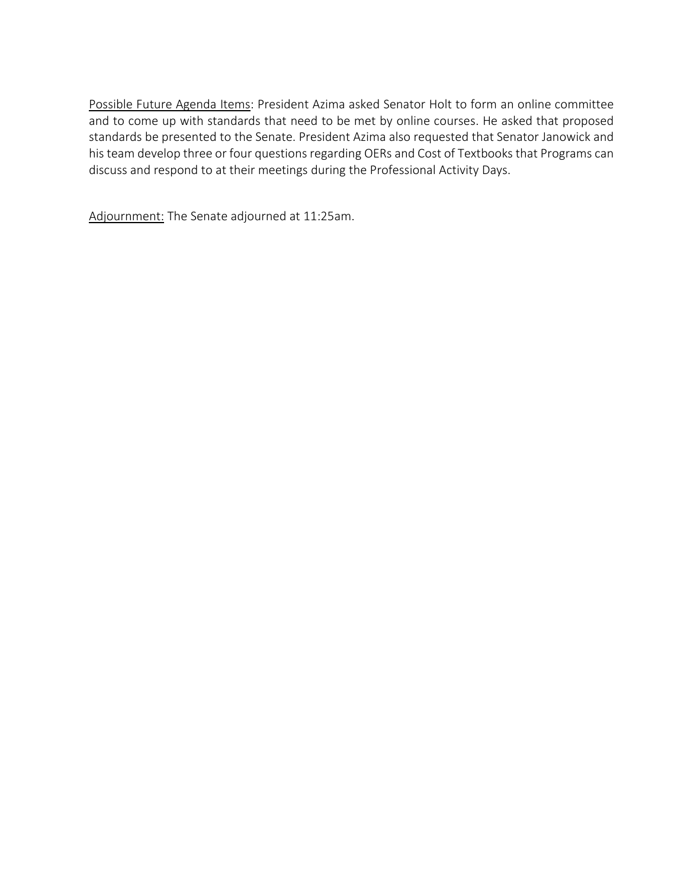<u>Possible Future Agenda Items</u>: President Azima asked Senator Holt to form an online committee and to come up with standards that need to be met by online courses. He asked that proposed standards be presented to the Senate. President Azima also requested that Senator Janowick and his team develop three or four questions regarding OERs and Cost of Textbooks that Programs can discuss and respond to at their meetings during the Professional Activity Days.

<u>Adjournment:</u> The Senate adjourned at 11:25am.